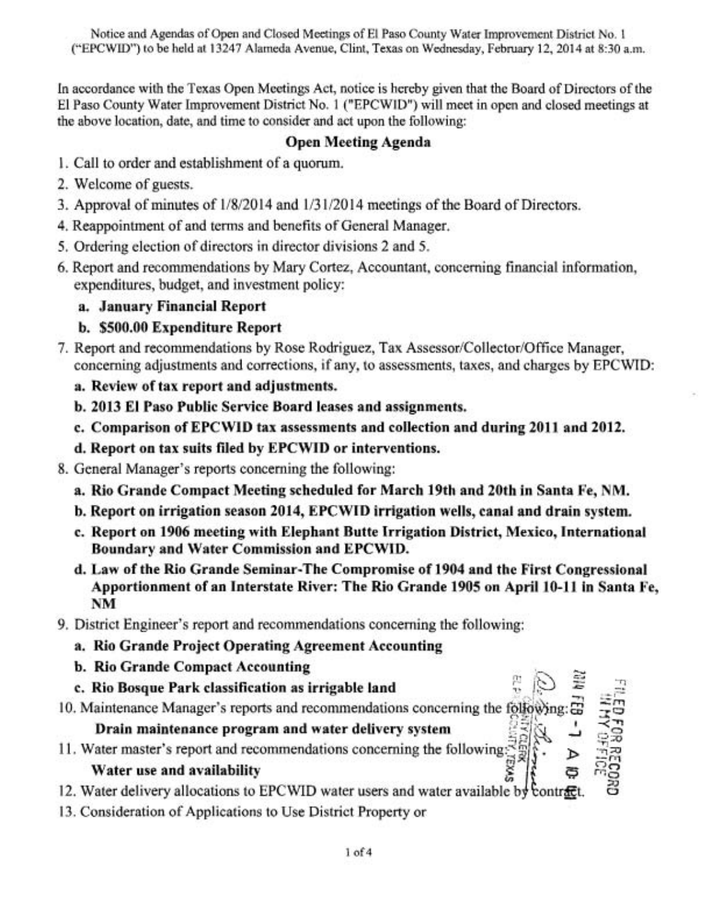Notice and Agendas of Open and Closed Meetings of El Paso County Water Improvement District No. 1 ("EPCWID") to be held at 13247 Alameda Avenue, Clint, Texas on Wednesday, February 12, 2014 at 8:30 a.m.

In accordance with the Texas Open Meetings Act, notice is hereby given that the Board of Directors of the El Paso County Water Improvement District No. 1 ("EPCWID") will meet in open and closed meetings at the above location, date, and time to consider and act upon the following:

## Open Meeting Agenda

1. Call to order and establishment of a quorum.
2. Welcome of guests.
3. Approval of minutes of 1/8/2014 and 1/31/2014 meetings of the Board of Directors.
4. Reappointment of and terms and benefits of General Manager.
5. Ordering election of directors in director divisions 2 and 5.
6. Report and recommendations by Mary Cortez, Accountant, concerning financial information, expenditures, budget, and investment policy:
   - **a. January Financial Report**
   - **b. $500.00 Expenditure Report**
7. Report and recommendations by Rose Rodriguez, Tax Assessor/Collector/Office Manager, concerning adjustments and corrections, if any, to assessments, taxes, and charges by EPCWID:
   - **a. Review of tax report and adjustments.**
   - **b. 2013 El Paso Public Service Board leases and assignments.**
   - **c. Comparison of EPCWID tax assessments and collection and during 2011 and 2012.**
   - **d. Report on tax suits filed by EPCWID or interventions.**
8. General Manager's reports concerning the following:
   - **a. Rio Grande Compact Meeting scheduled for March 19th and 20th in Santa Fe, NM.**
   - **b. Report on irrigation season 2014, EPCWID irrigation wells, canal and drain system.**
   - **c. Report on 1906 meeting with Elephant Butte Irrigation District, Mexico, International Boundary and Water Commission and EPCWID.**
   - **d. Law of the Rio Grande Seminar-The Compromise of 1904 and the First Congressional Apportionment of an Interstate River: The Rio Grande 1905 on April 10-11 in Santa Fe, NM**
9. District Engineer's report and recommendations concerning the following:
   - **a. Rio Grande Project Operating Agreement Accounting**
   - **b. Rio Grande Compact Accounting**
   - **c. Rio Bosque Park classification as irrigable land**
10. Maintenance Manager's reports and recommendations concerning the following:
    **Drain maintenance program and water delivery system**
11. Water master's report and recommendations concerning the following:
    **Water use and availability**
12. Water delivery allocations to EPCWID water users and water available by contract.
13. Consideration of Applications to Use District Property or

FILED FOR RECORD IN MY OFFICE 2014 FEB -7 A 10:41 COUNTY CLERK EL PASO COUNTY, TEXAS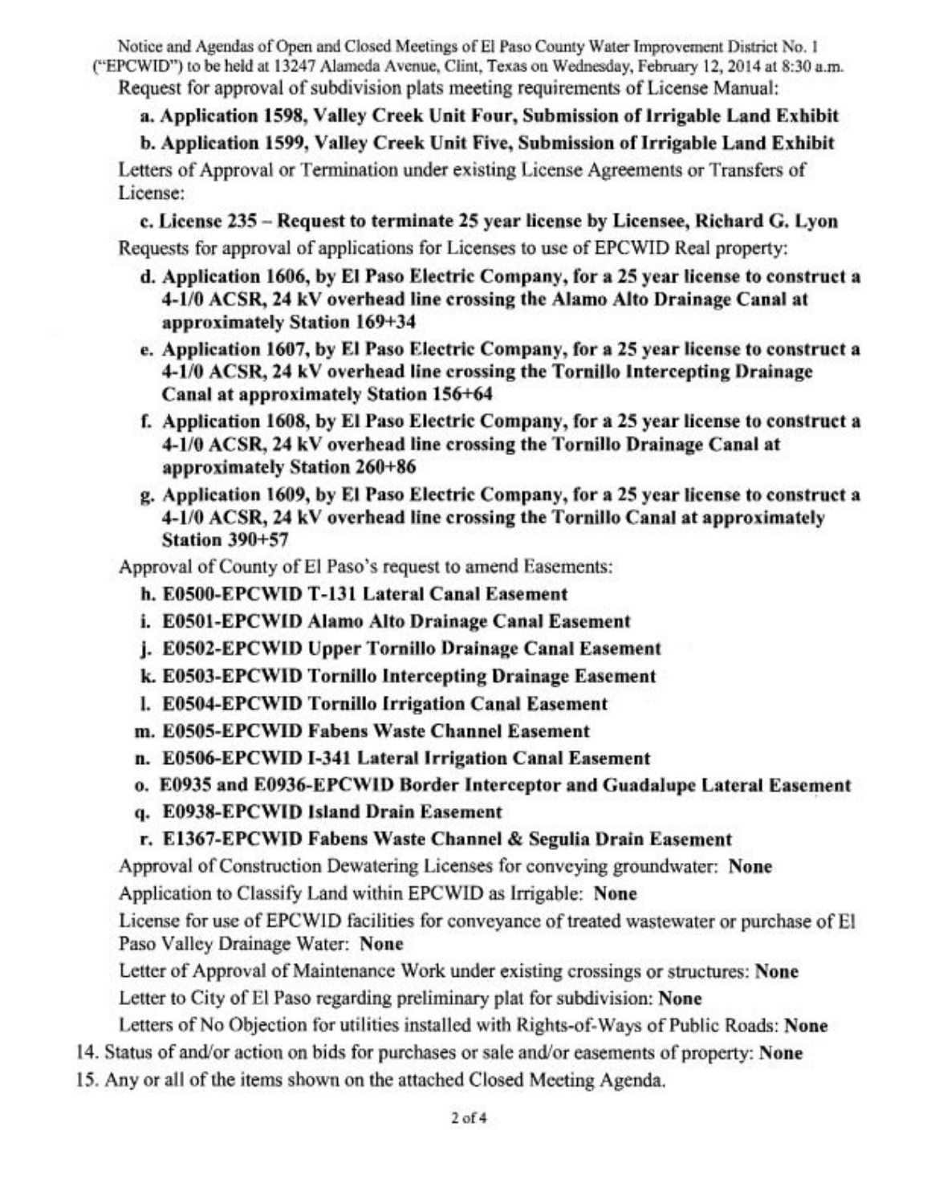Request for approval of subdivision plats meeting requirements of License Manual:

**a. Application 1598, Valley Creek Unit Four, Submission of Irrigable Land Exhibit**

**b. Application 1599, Valley Creek Unit Five, Submission of Irrigable Land Exhibit**

Letters of Approval or Termination under existing License Agreements or Transfers of License:

**c. License 235 – Request to terminate 25 year license by Licensee, Richard G. Lyon**

Requests for approval of applications for Licenses to use of EPCWID Real property:

**d. Application 1606, by El Paso Electric Company, for a 25 year license to construct a 4-1/0 ACSR, 24 kV overhead line crossing the Alamo Alto Drainage Canal at approximately Station 169+34**

**e. Application 1607, by El Paso Electric Company, for a 25 year license to construct a 4-1/0 ACSR, 24 kV overhead line crossing the Tornillo Intercepting Drainage Canal at approximately Station 156+64**

**f. Application 1608, by El Paso Electric Company, for a 25 year license to construct a 4-1/0 ACSR, 24 kV overhead line crossing the Tornillo Drainage Canal at approximately Station 260+86**

**g. Application 1609, by El Paso Electric Company, for a 25 year license to construct a 4-1/0 ACSR, 24 kV overhead line crossing the Tornillo Canal at approximately Station 390+57**

Approval of County of El Paso's request to amend Easements:

**h. E0500-EPCWID T-131 Lateral Canal Easement**

**i. E0501-EPCWID Alamo Alto Drainage Canal Easement**

**j. E0502-EPCWID Upper Tornillo Drainage Canal Easement**

**k. E0503-EPCWID Tornillo Intercepting Drainage Easement**

**l. E0504-EPCWID Tornillo Irrigation Canal Easement**

**m. E0505-EPCWID Fabens Waste Channel Easement**

**n. E0506-EPCWID I-341 Lateral Irrigation Canal Easement**

**o. E0935 and E0936-EPCWID Border Interceptor and Guadalupe Lateral Easement**

**q. E0938-EPCWID Island Drain Easement**

**r. E1367-EPCWID Fabens Waste Channel & Segulia Drain Easement**

Approval of Construction Dewatering Licenses for conveying groundwater: **None**

Application to Classify Land within EPCWID as Irrigable: **None**

License for use of EPCWID facilities for conveyance of treated wastewater or purchase of El Paso Valley Drainage Water: **None**

Letter of Approval of Maintenance Work under existing crossings or structures: **None**

Letter to City of El Paso regarding preliminary plat for subdivision: **None**

Letters of No Objection for utilities installed with Rights-of-Ways of Public Roads: **None**

14. Status of and/or action on bids for purchases or sale and/or easements of property: **None**
15. Any or all of the items shown on the attached Closed Meeting Agenda.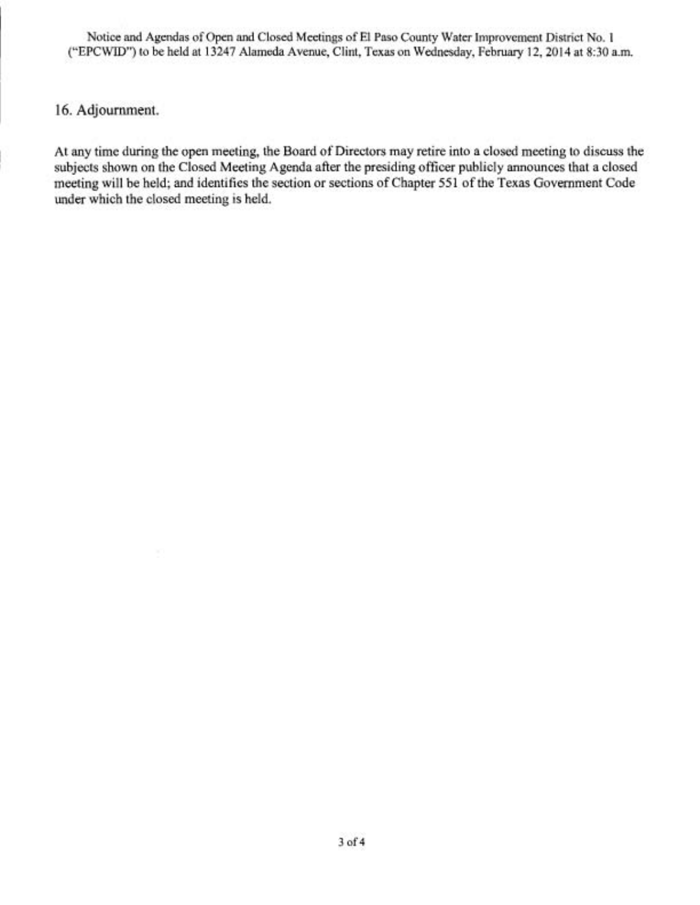16. Adjournment.

At any time during the open meeting, the Board of Directors may retire into a closed meeting to discuss the subjects shown on the Closed Meeting Agenda after the presiding officer publicly announces that a closed meeting will be held; and identifies the section or sections of Chapter 551 of the Texas Government Code under which the closed meeting is held.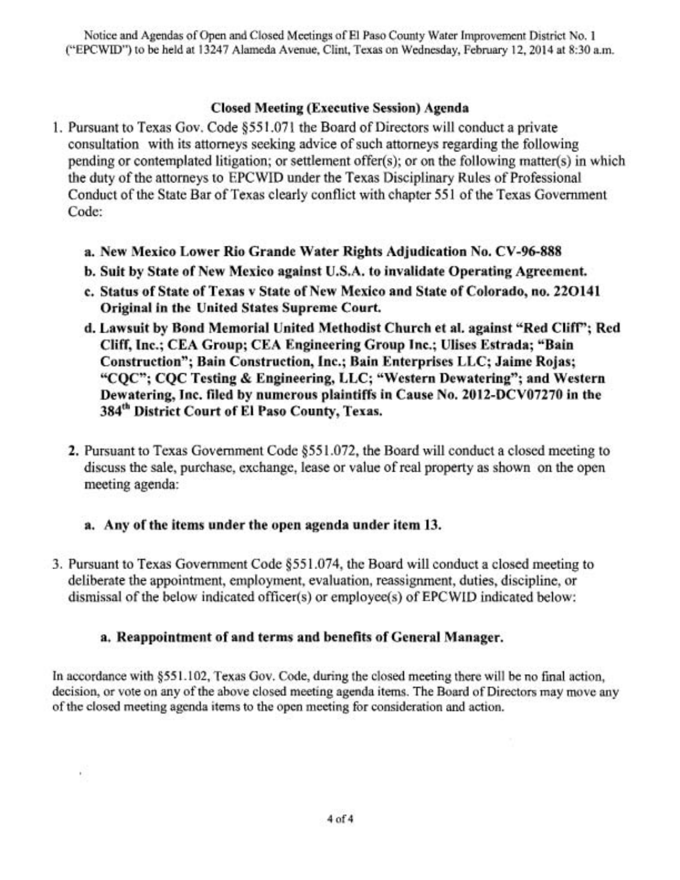Notice and Agendas of Open and Closed Meetings of El Paso County Water Improvement District No. 1 ("EPCWID") to be held at 13247 Alameda Avenue, Clint, Texas on Wednesday, February 12, 2014 at 8:30 a.m.

## Closed Meeting (Executive Session) Agenda

1. Pursuant to Texas Gov. Code §551.071 the Board of Directors will conduct a private consultation with its attorneys seeking advice of such attorneys regarding the following pending or contemplated litigation; or settlement offer(s); or on the following matter(s) in which the duty of the attorneys to EPCWID under the Texas Disciplinary Rules of Professional Conduct of the State Bar of Texas clearly conflict with chapter 551 of the Texas Government Code:

   a. **New Mexico Lower Rio Grande Water Rights Adjudication No. CV-96-888**

   b. **Suit by State of New Mexico against U.S.A. to invalidate Operating Agreement.**

   c. **Status of State of Texas v State of New Mexico and State of Colorado, no. 22O141 Original in the United States Supreme Court.**

   d. **Lawsuit by Bond Memorial United Methodist Church et al. against "Red Cliff"; Red Cliff, Inc.; CEA Group; CEA Engineering Group Inc.; Ulises Estrada; "Bain Construction"; Bain Construction, Inc.; Bain Enterprises LLC; Jaime Rojas; "CQC"; CQC Testing & Engineering, LLC; "Western Dewatering"; and Western Dewatering, Inc. filed by numerous plaintiffs in Cause No. 2012-DCV07270 in the 384th District Court of El Paso County, Texas.**

2. Pursuant to Texas Government Code §551.072, the Board will conduct a closed meeting to discuss the sale, purchase, exchange, lease or value of real property as shown on the open meeting agenda:

   a. **Any of the items under the open agenda under item 13.**

3. Pursuant to Texas Government Code §551.074, the Board will conduct a closed meeting to deliberate the appointment, employment, evaluation, reassignment, duties, discipline, or dismissal of the below indicated officer(s) or employee(s) of EPCWID indicated below:

   a. **Reappointment of and terms and benefits of General Manager.**

In accordance with §551.102, Texas Gov. Code, during the closed meeting there will be no final action, decision, or vote on any of the above closed meeting agenda items. The Board of Directors may move any of the closed meeting agenda items to the open meeting for consideration and action.